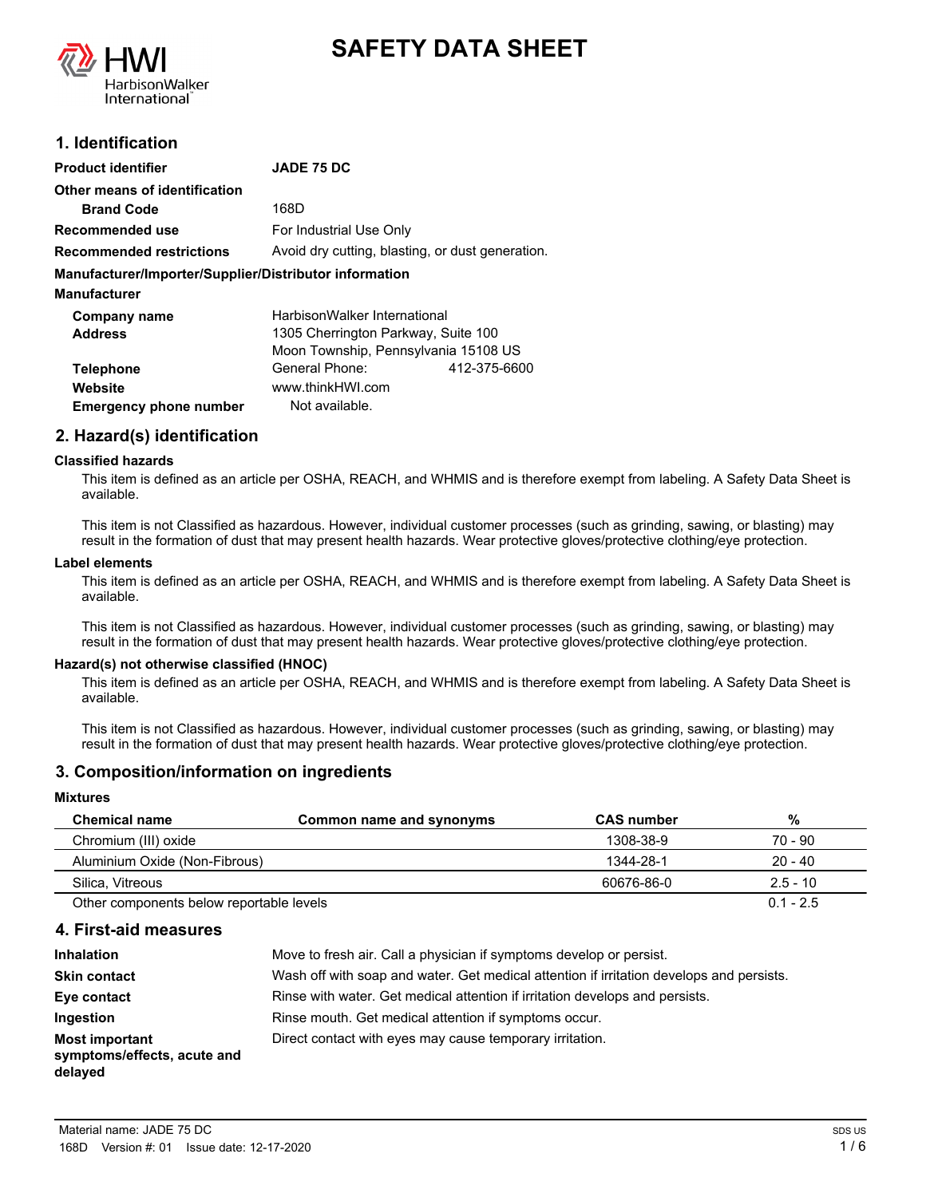# SAFETY DATA SHEET

## 1. Identification

| | |
|---|---|
| **Product identifier** | **JADE 75 DC** |
| **Other means of identification** | |
| **Brand Code** | 168D |
| **Recommended use** | For Industrial Use Only |
| **Recommended restrictions** | Avoid dry cutting, blasting, or dust generation. |

**Manufacturer/Importer/Supplier/Distributor information**

**Manufacturer**

| | |
|---|---|
| **Company name** | HarbisonWalker International |
| **Address** | 1305 Cherrington Parkway, Suite 100<br>Moon Township, Pennsylvania 15108 US |
| **Telephone** | General Phone: 412-375-6600 |
| **Website** | www.thinkHWI.com |
| **Emergency phone number** | Not available. |

## 2. Hazard(s) identification

**Classified hazards**

This item is defined as an article per OSHA, REACH, and WHMIS and is therefore exempt from labeling. A Safety Data Sheet is available.

This item is not Classified as hazardous. However, individual customer processes (such as grinding, sawing, or blasting) may result in the formation of dust that may present health hazards. Wear protective gloves/protective clothing/eye protection.

**Label elements**

This item is defined as an article per OSHA, REACH, and WHMIS and is therefore exempt from labeling. A Safety Data Sheet is available.

This item is not Classified as hazardous. However, individual customer processes (such as grinding, sawing, or blasting) may result in the formation of dust that may present health hazards. Wear protective gloves/protective clothing/eye protection.

**Hazard(s) not otherwise classified (HNOC)**

This item is defined as an article per OSHA, REACH, and WHMIS and is therefore exempt from labeling. A Safety Data Sheet is available.

This item is not Classified as hazardous. However, individual customer processes (such as grinding, sawing, or blasting) may result in the formation of dust that may present health hazards. Wear protective gloves/protective clothing/eye protection.

## 3. Composition/information on ingredients

**Mixtures**

| Chemical name | Common name and synonyms | CAS number | % |
|---|---|---|---|
| Chromium (III) oxide | | 1308-38-9 | 70 - 90 |
| Aluminium Oxide (Non-Fibrous) | | 1344-28-1 | 20 - 40 |
| Silica, Vitreous | | 60676-86-0 | 2.5 - 10 |
| Other components below reportable levels | | | 0.1 - 2.5 |

## 4. First-aid measures

| | |
|---|---|
| **Inhalation** | Move to fresh air. Call a physician if symptoms develop or persist. |
| **Skin contact** | Wash off with soap and water. Get medical attention if irritation develops and persists. |
| **Eye contact** | Rinse with water. Get medical attention if irritation develops and persists. |
| **Ingestion** | Rinse mouth. Get medical attention if symptoms occur. |
| **Most important symptoms/effects, acute and delayed** | Direct contact with eyes may cause temporary irritation. |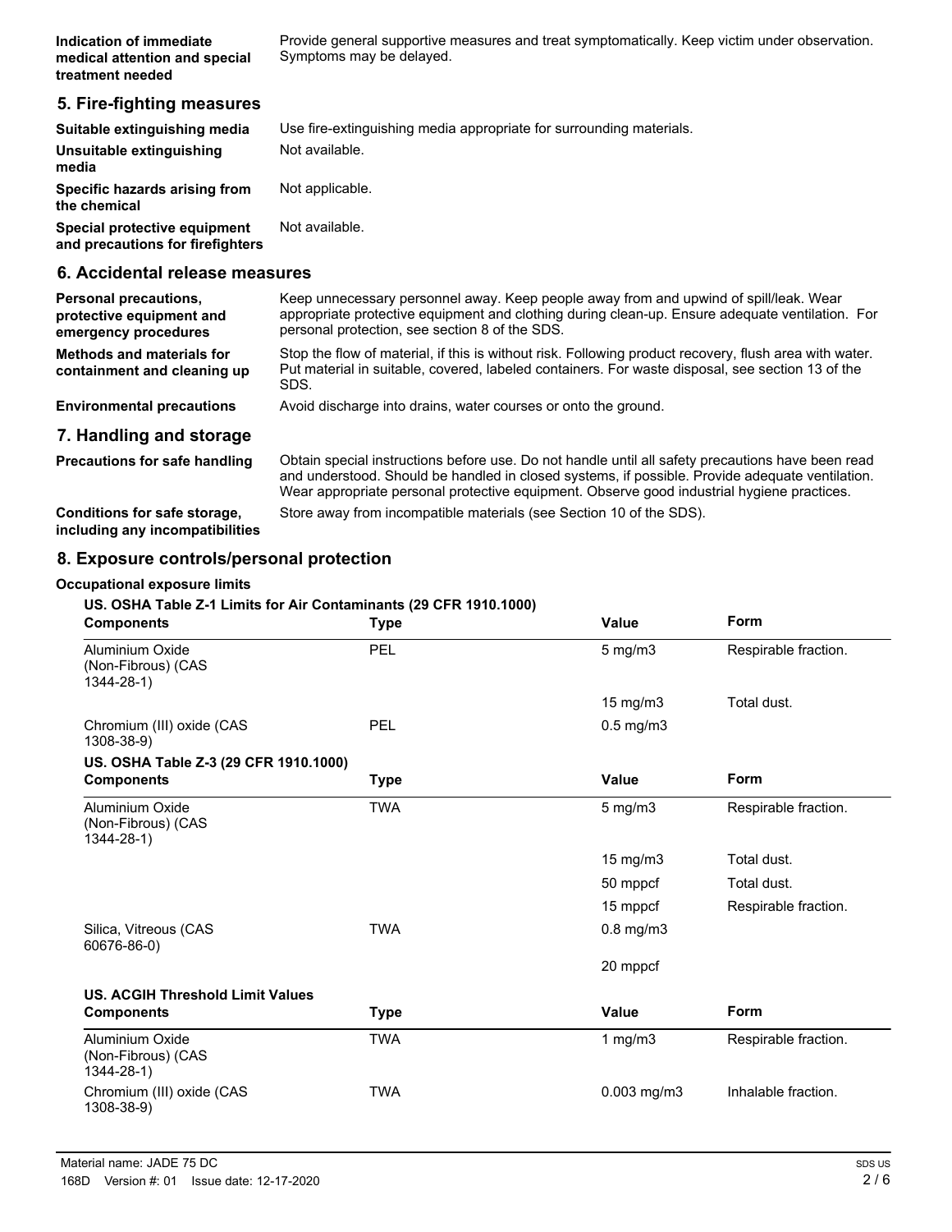| | |
|---|---|
| **Indication of immediate medical attention and special treatment needed** | Provide general supportive measures and treat symptomatically. Keep victim under observation. Symptoms may be delayed. |

## 5. Fire-fighting measures

| | |
|---|---|
| **Suitable extinguishing media** | Use fire-extinguishing media appropriate for surrounding materials. |
| **Unsuitable extinguishing media** | Not available. |
| **Specific hazards arising from the chemical** | Not applicable. |
| **Special protective equipment and precautions for firefighters** | Not available. |

## 6. Accidental release measures

| | |
|---|---|
| **Personal precautions, protective equipment and emergency procedures** | Keep unnecessary personnel away. Keep people away from and upwind of spill/leak. Wear appropriate protective equipment and clothing during clean-up. Ensure adequate ventilation. For personal protection, see section 8 of the SDS. |
| **Methods and materials for containment and cleaning up** | Stop the flow of material, if this is without risk. Following product recovery, flush area with water. Put material in suitable, covered, labeled containers. For waste disposal, see section 13 of the SDS. |
| **Environmental precautions** | Avoid discharge into drains, water courses or onto the ground. |

## 7. Handling and storage

| | |
|---|---|
| **Precautions for safe handling** | Obtain special instructions before use. Do not handle until all safety precautions have been read and understood. Should be handled in closed systems, if possible. Provide adequate ventilation. Wear appropriate personal protective equipment. Observe good industrial hygiene practices. |
| **Conditions for safe storage, including any incompatibilities** | Store away from incompatible materials (see Section 10 of the SDS). |

## 8. Exposure controls/personal protection

**Occupational exposure limits**

**US. OSHA Table Z-1 Limits for Air Contaminants (29 CFR 1910.1000)**

| Components | Type | Value | Form |
|---|---|---|---|
| Aluminium Oxide (Non-Fibrous) (CAS 1344-28-1) | PEL | 5 mg/m3 | Respirable fraction. |
| | | 15 mg/m3 | Total dust. |
| Chromium (III) oxide (CAS 1308-38-9) | PEL | 0.5 mg/m3 | |

**US. OSHA Table Z-3 (29 CFR 1910.1000)**

| Components | Type | Value | Form |
|---|---|---|---|
| Aluminium Oxide (Non-Fibrous) (CAS 1344-28-1) | TWA | 5 mg/m3 | Respirable fraction. |
| | | 15 mg/m3 | Total dust. |
| | | 50 mppcf | Total dust. |
| | | 15 mppcf | Respirable fraction. |
| Silica, Vitreous (CAS 60676-86-0) | TWA | 0.8 mg/m3 | |
| | | 20 mppcf | |

**US. ACGIH Threshold Limit Values**

| Components | Type | Value | Form |
|---|---|---|---|
| Aluminium Oxide (Non-Fibrous) (CAS 1344-28-1) | TWA | 1 mg/m3 | Respirable fraction. |
| Chromium (III) oxide (CAS 1308-38-9) | TWA | 0.003 mg/m3 | Inhalable fraction. |

Material name: JADE 75 DC

168D Version #: 01 Issue date: 12-17-2020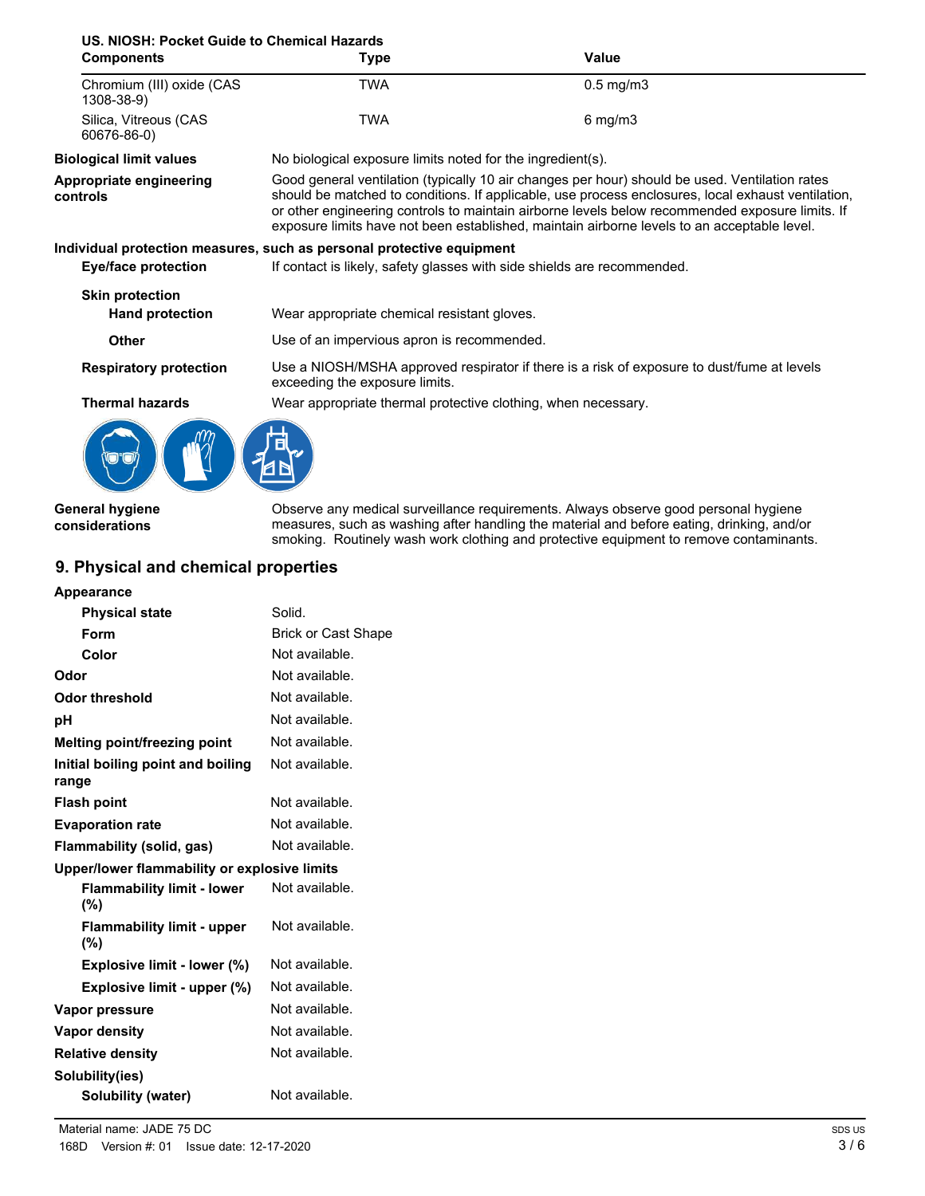**US. NIOSH: Pocket Guide to Chemical Hazards**

| Components | Type | Value |
|---|---|---|
| Chromium (III) oxide (CAS 1308-38-9) | TWA | 0.5 mg/m3 |
| Silica, Vitreous (CAS 60676-86-0) | TWA | 6 mg/m3 |

**Biological limit values** No biological exposure limits noted for the ingredient(s).

**Appropriate engineering controls** Good general ventilation (typically 10 air changes per hour) should be used. Ventilation rates should be matched to conditions. If applicable, use process enclosures, local exhaust ventilation, or other engineering controls to maintain airborne levels below recommended exposure limits. If exposure limits have not been established, maintain airborne levels to an acceptable level.

**Individual protection measures, such as personal protective equipment**

**Eye/face protection** If contact is likely, safety glasses with side shields are recommended.

**Skin protection**

**Hand protection** Wear appropriate chemical resistant gloves.

**Other** Use of an impervious apron is recommended.

**Respiratory protection** Use a NIOSH/MSHA approved respirator if there is a risk of exposure to dust/fume at levels exceeding the exposure limits.

**Thermal hazards** Wear appropriate thermal protective clothing, when necessary.

**General hygiene considerations** Observe any medical surveillance requirements. Always observe good personal hygiene measures, such as washing after handling the material and before eating, drinking, and/or smoking. Routinely wash work clothing and protective equipment to remove contaminants.

## 9. Physical and chemical properties

**Appearance**

| | |
|---|---|
| **Physical state** | Solid. |
| **Form** | Brick or Cast Shape |
| **Color** | Not available. |
| **Odor** | Not available. |
| **Odor threshold** | Not available. |
| **pH** | Not available. |
| **Melting point/freezing point** | Not available. |
| **Initial boiling point and boiling range** | Not available. |
| **Flash point** | Not available. |
| **Evaporation rate** | Not available. |
| **Flammability (solid, gas)** | Not available. |

**Upper/lower flammability or explosive limits**

| | |
|---|---|
| **Flammability limit - lower (%)** | Not available. |
| **Flammability limit - upper (%)** | Not available. |
| **Explosive limit - lower (%)** | Not available. |
| **Explosive limit - upper (%)** | Not available. |
| **Vapor pressure** | Not available. |
| **Vapor density** | Not available. |
| **Relative density** | Not available. |

**Solubility(ies)**

| | |
|---|---|
| **Solubility (water)** | Not available. |

Material name: JADE 75 DC
168D Version #: 01 Issue date: 12-17-2020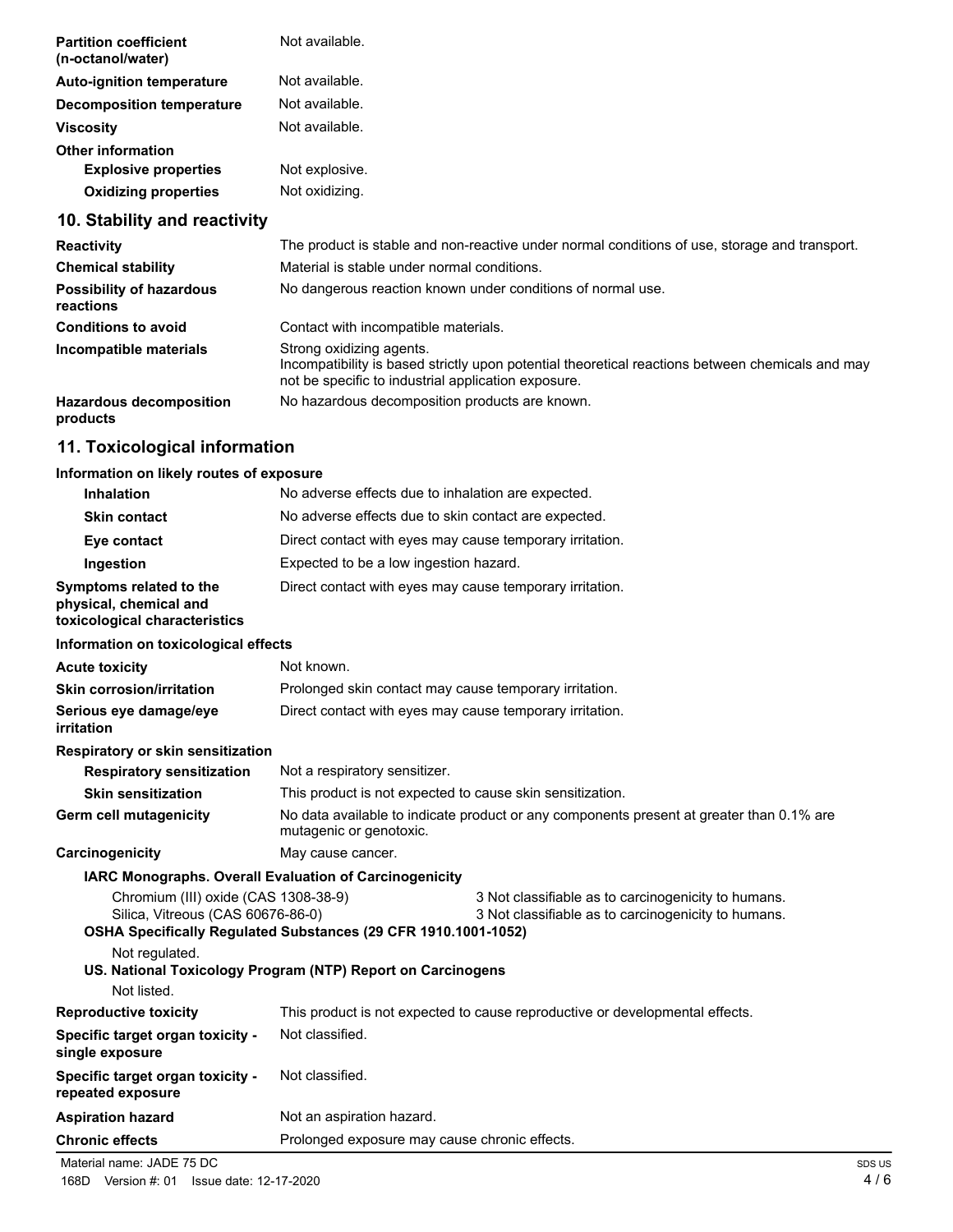| | |
|---|---|
| **Partition coefficient (n-octanol/water)** | Not available. |
| **Auto-ignition temperature** | Not available. |
| **Decomposition temperature** | Not available. |
| **Viscosity** | Not available. |
| **Other information** | |
| **Explosive properties** | Not explosive. |
| **Oxidizing properties** | Not oxidizing. |

## 10. Stability and reactivity

| | |
|---|---|
| **Reactivity** | The product is stable and non-reactive under normal conditions of use, storage and transport. |
| **Chemical stability** | Material is stable under normal conditions. |
| **Possibility of hazardous reactions** | No dangerous reaction known under conditions of normal use. |
| **Conditions to avoid** | Contact with incompatible materials. |
| **Incompatible materials** | Strong oxidizing agents.<br>Incompatibility is based strictly upon potential theoretical reactions between chemicals and may not be specific to industrial application exposure. |
| **Hazardous decomposition products** | No hazardous decomposition products are known. |

## 11. Toxicological information

**Information on likely routes of exposure**

| | |
|---|---|
| **Inhalation** | No adverse effects due to inhalation are expected. |
| **Skin contact** | No adverse effects due to skin contact are expected. |
| **Eye contact** | Direct contact with eyes may cause temporary irritation. |
| **Ingestion** | Expected to be a low ingestion hazard. |
| **Symptoms related to the physical, chemical and toxicological characteristics** | Direct contact with eyes may cause temporary irritation. |

**Information on toxicological effects**

| | |
|---|---|
| **Acute toxicity** | Not known. |
| **Skin corrosion/irritation** | Prolonged skin contact may cause temporary irritation. |
| **Serious eye damage/eye irritation** | Direct contact with eyes may cause temporary irritation. |
| **Respiratory or skin sensitization** | |
| **Respiratory sensitization** | Not a respiratory sensitizer. |
| **Skin sensitization** | This product is not expected to cause skin sensitization. |
| **Germ cell mutagenicity** | No data available to indicate product or any components present at greater than 0.1% are mutagenic or genotoxic. |
| **Carcinogenicity** | May cause cancer. |

**IARC Monographs. Overall Evaluation of Carcinogenicity**

| | |
|---|---|
| Chromium (III) oxide (CAS 1308-38-9) | 3 Not classifiable as to carcinogenicity to humans. |
| Silica, Vitreous (CAS 60676-86-0) | 3 Not classifiable as to carcinogenicity to humans. |

**OSHA Specifically Regulated Substances (29 CFR 1910.1001-1052)**

Not regulated.

**US. National Toxicology Program (NTP) Report on Carcinogens**

Not listed.

| | |
|---|---|
| **Reproductive toxicity** | This product is not expected to cause reproductive or developmental effects. |
| **Specific target organ toxicity - single exposure** | Not classified. |
| **Specific target organ toxicity - repeated exposure** | Not classified. |
| **Aspiration hazard** | Not an aspiration hazard. |
| **Chronic effects** | Prolonged exposure may cause chronic effects. |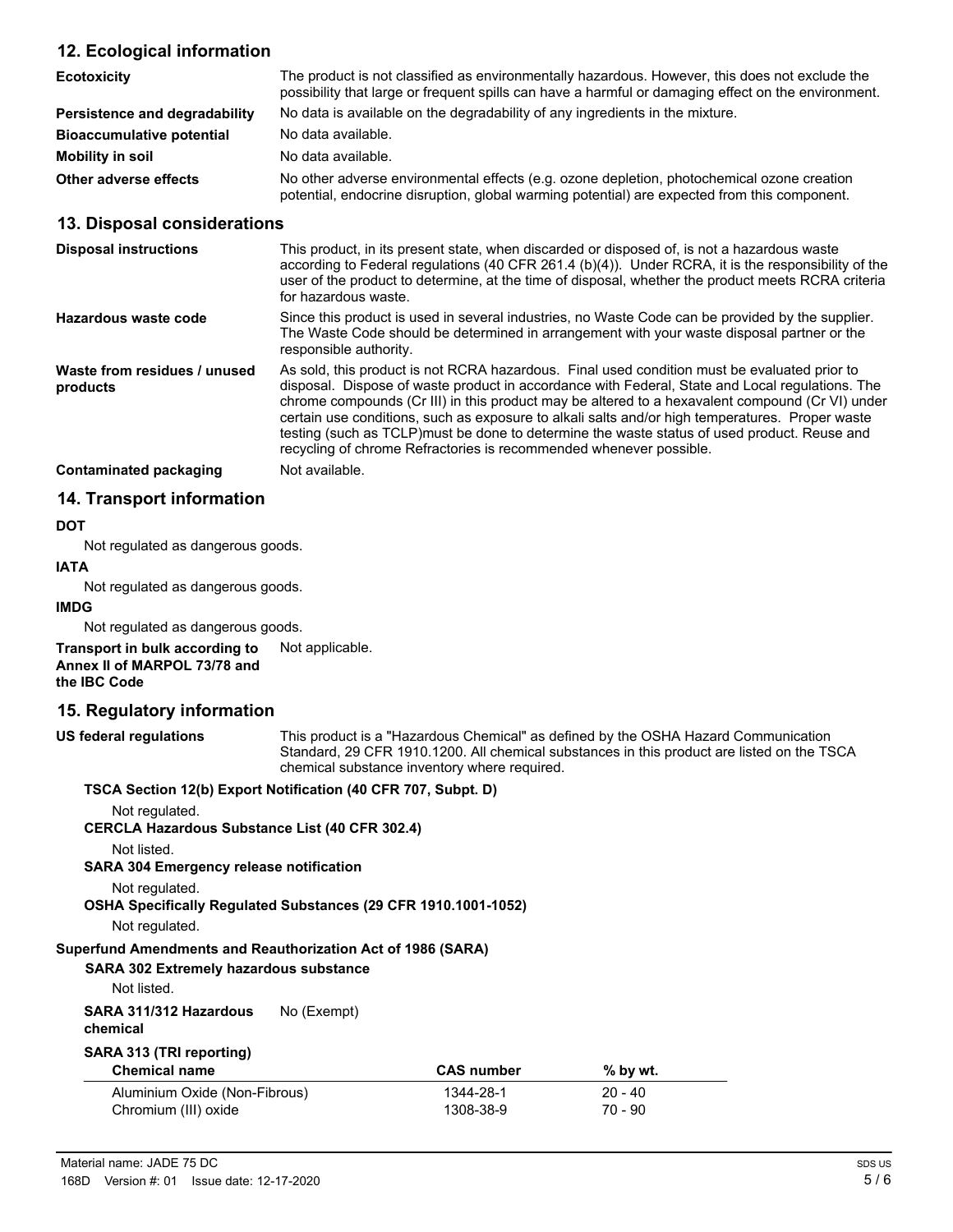## 12. Ecological information

**Ecotoxicity** The product is not classified as environmentally hazardous. However, this does not exclude the possibility that large or frequent spills can have a harmful or damaging effect on the environment.

**Persistence and degradability** No data is available on the degradability of any ingredients in the mixture.

**Bioaccumulative potential** No data available.

**Mobility in soil** No data available.

**Other adverse effects** No other adverse environmental effects (e.g. ozone depletion, photochemical ozone creation potential, endocrine disruption, global warming potential) are expected from this component.

## 13. Disposal considerations

**Disposal instructions** This product, in its present state, when discarded or disposed of, is not a hazardous waste according to Federal regulations (40 CFR 261.4 (b)(4)). Under RCRA, it is the responsibility of the user of the product to determine, at the time of disposal, whether the product meets RCRA criteria for hazardous waste.

**Hazardous waste code** Since this product is used in several industries, no Waste Code can be provided by the supplier. The Waste Code should be determined in arrangement with your waste disposal partner or the responsible authority.

**Waste from residues / unused products** As sold, this product is not RCRA hazardous. Final used condition must be evaluated prior to disposal. Dispose of waste product in accordance with Federal, State and Local regulations. The chrome compounds (Cr III) in this product may be altered to a hexavalent compound (Cr VI) under certain use conditions, such as exposure to alkali salts and/or high temperatures. Proper waste testing (such as TCLP)must be done to determine the waste status of used product. Reuse and recycling of chrome Refractories is recommended whenever possible.

**Contaminated packaging** Not available.

## 14. Transport information

**DOT**

Not regulated as dangerous goods.

**IATA**

Not regulated as dangerous goods.

**IMDG**

Not regulated as dangerous goods.

**Transport in bulk according to Annex II of MARPOL 73/78 and the IBC Code** Not applicable.

## 15. Regulatory information

**US federal regulations** This product is a "Hazardous Chemical" as defined by the OSHA Hazard Communication Standard, 29 CFR 1910.1200. All chemical substances in this product are listed on the TSCA chemical substance inventory where required.

**TSCA Section 12(b) Export Notification (40 CFR 707, Subpt. D)**

Not regulated.

**CERCLA Hazardous Substance List (40 CFR 302.4)**

Not listed.

**SARA 304 Emergency release notification**

Not regulated.

**OSHA Specifically Regulated Substances (29 CFR 1910.1001-1052)**

Not regulated.

**Superfund Amendments and Reauthorization Act of 1986 (SARA)**

**SARA 302 Extremely hazardous substance**

Not listed.

**SARA 311/312 Hazardous chemical** No (Exempt)

**SARA 313 (TRI reporting)**

| Chemical name | CAS number | % by wt. |
|---|---|---|
| Aluminium Oxide (Non-Fibrous) | 1344-28-1 | 20 - 40 |
| Chromium (III) oxide | 1308-38-9 | 70 - 90 |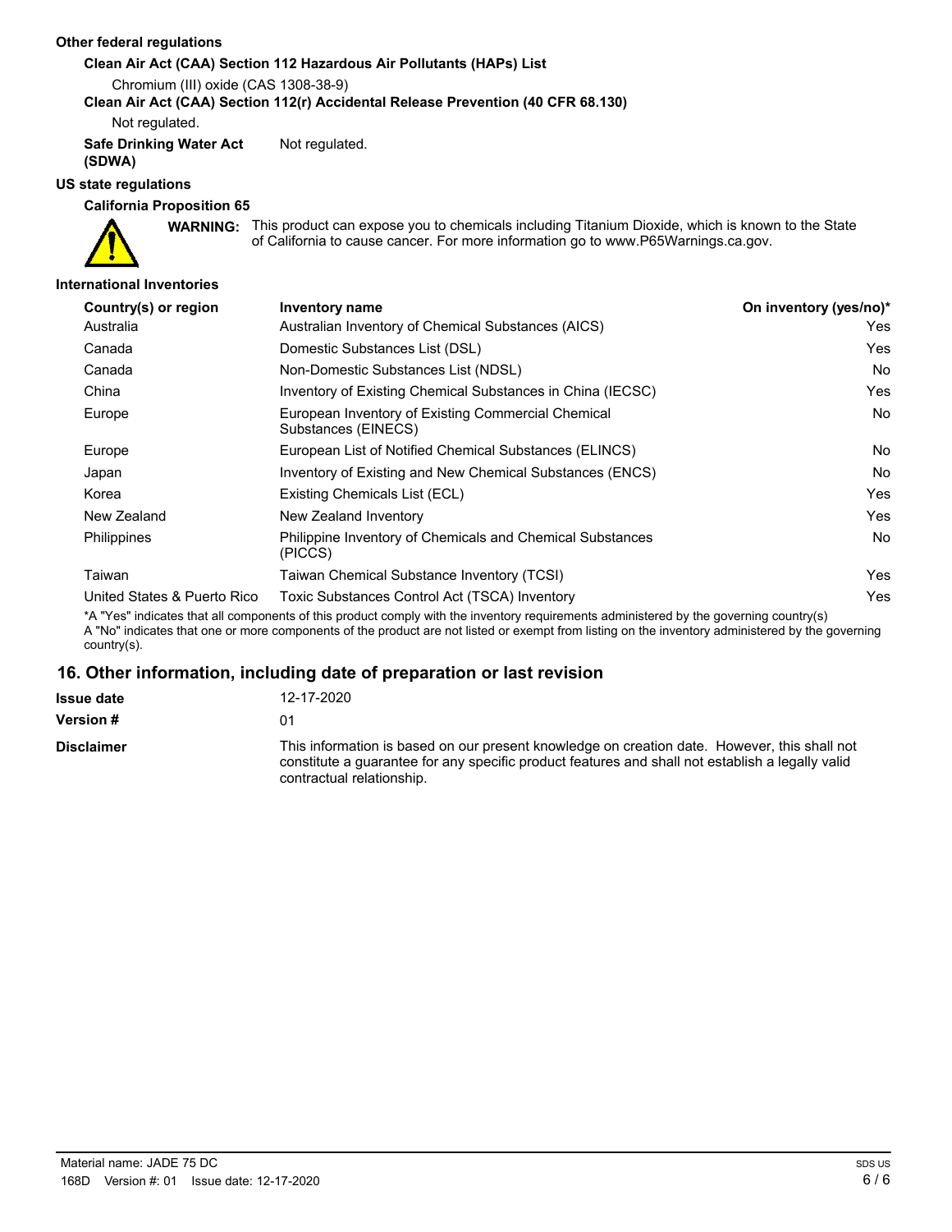**Other federal regulations**

**Clean Air Act (CAA) Section 112 Hazardous Air Pollutants (HAPs) List**

Chromium (III) oxide (CAS 1308-38-9)

**Clean Air Act (CAA) Section 112(r) Accidental Release Prevention (40 CFR 68.130)**

Not regulated.

**Safe Drinking Water Act (SDWA)** Not regulated.

**US state regulations**

**California Proposition 65**

**WARNING:** This product can expose you to chemicals including Titanium Dioxide, which is known to the State of California to cause cancer. For more information go to www.P65Warnings.ca.gov.

**International Inventories**

| Country(s) or region | Inventory name | On inventory (yes/no)* |
|---|---|---|
| Australia | Australian Inventory of Chemical Substances (AICS) | Yes |
| Canada | Domestic Substances List (DSL) | Yes |
| Canada | Non-Domestic Substances List (NDSL) | No |
| China | Inventory of Existing Chemical Substances in China (IECSC) | Yes |
| Europe | European Inventory of Existing Commercial Chemical Substances (EINECS) | No |
| Europe | European List of Notified Chemical Substances (ELINCS) | No |
| Japan | Inventory of Existing and New Chemical Substances (ENCS) | No |
| Korea | Existing Chemicals List (ECL) | Yes |
| New Zealand | New Zealand Inventory | Yes |
| Philippines | Philippine Inventory of Chemicals and Chemical Substances (PICCS) | No |
| Taiwan | Taiwan Chemical Substance Inventory (TCSI) | Yes |
| United States & Puerto Rico | Toxic Substances Control Act (TSCA) Inventory | Yes |

*A "Yes" indicates that all components of this product comply with the inventory requirements administered by the governing country(s)
A "No" indicates that one or more components of the product are not listed or exempt from listing on the inventory administered by the governing country(s).

## 16. Other information, including date of preparation or last revision

**Issue date** 12-17-2020

**Version #** 01

**Disclaimer** This information is based on our present knowledge on creation date. However, this shall not constitute a guarantee for any specific product features and shall not establish a legally valid contractual relationship.